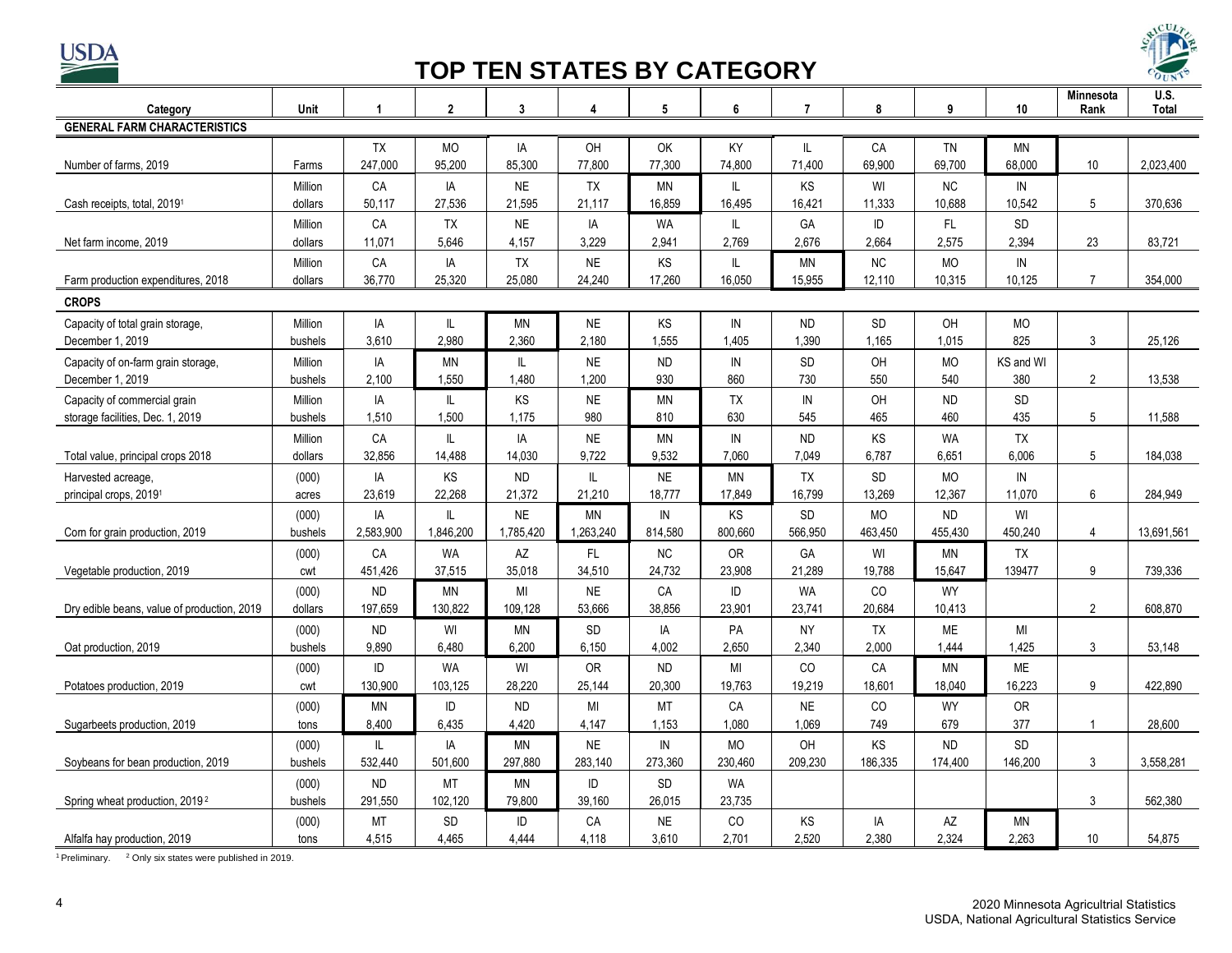# TOP TEN STATES BY CATEGORY

| Category | Unit | 1 | 2 | 3 | 4 | 5 | 6 | 7 | 8 | 9 | 10 | Minnesota Rank | U.S. Total |
|---|---|---|---|---|---|---|---|---|---|---|---|---|---|
| **GENERAL FARM CHARACTERISTICS** | | | | | | | | | | | | | |
| Number of farms, 2019 | Farms | TX 247,000 | MO 95,200 | IA 85,300 | OH 77,800 | OK 77,300 | KY 74,800 | IL 71,400 | CA 69,900 | TN 69,700 | MN 68,000 | 10 | 2,023,400 |
| Cash receipts, total, 2019[1] | Million dollars | CA 50,117 | IA 27,536 | NE 21,595 | TX 21,117 | MN 16,859 | IL 16,495 | KS 16,421 | WI 11,333 | NC 10,688 | IN 10,542 | 5 | 370,636 |
| Net farm income, 2019 | Million dollars | CA 11,071 | TX 5,646 | NE 4,157 | IA 3,229 | WA 2,941 | IL 2,769 | GA 2,676 | ID 2,664 | FL 2,575 | SD 2,394 | 23 | 83,721 |
| Farm production expenditures, 2018 | Million dollars | CA 36,770 | IA 25,320 | TX 25,080 | NE 24,240 | KS 17,260 | IL 16,050 | MN 15,955 | NC 12,110 | MO 10,315 | IN 10,125 | 7 | 354,000 |
| **CROPS** | | | | | | | | | | | | | |
| Capacity of total grain storage, December 1, 2019 | Million bushels | IA 3,610 | IL 2,980 | MN 2,360 | NE 2,180 | KS 1,555 | IN 1,405 | ND 1,390 | SD 1,165 | OH 1,015 | MO 825 | 3 | 25,126 |
| Capacity of on-farm grain storage, December 1, 2019 | Million bushels | IA 2,100 | MN 1,550 | IL 1,480 | NE 1,200 | ND 930 | IN 860 | SD 730 | OH 550 | MO 540 | KS and WI 380 | 2 | 13,538 |
| Capacity of commercial grain storage facilities, Dec. 1, 2019 | Million bushels | IA 1,510 | IL 1,500 | KS 1,175 | NE 980 | MN 810 | TX 630 | IN 545 | OH 465 | ND 460 | SD 435 | 5 | 11,588 |
| Total value, principal crops 2018 | Million dollars | CA 32,856 | IL 14,488 | IA 14,030 | NE 9,722 | MN 9,532 | IN 7,060 | ND 7,049 | KS 6,787 | WA 6,651 | TX 6,006 | 5 | 184,038 |
| Harvested acreage, principal crops, 2019[1] | (000) acres | IA 23,619 | KS 22,268 | ND 21,372 | IL 21,210 | NE 18,777 | MN 17,849 | TX 16,799 | SD 13,269 | MO 12,367 | IN 11,070 | 6 | 284,949 |
| Corn for grain production, 2019 | (000) bushels | IA 2,583,900 | IL 1,846,200 | NE 1,785,420 | MN 1,263,240 | IN 814,580 | KS 800,660 | SD 566,950 | MO 463,450 | ND 455,430 | WI 450,240 | 4 | 13,691,561 |
| Vegetable production, 2019 | (000) cwt | CA 451,426 | WA 37,515 | AZ 35,018 | FL 34,510 | NC 24,732 | OR 23,908 | GA 21,289 | WI 19,788 | MN 15,647 | TX 139477 | 9 | 739,336 |
| Dry edible beans, value of production, 2019 | (000) dollars | ND 197,659 | MN 130,822 | MI 109,128 | NE 53,666 | CA 38,856 | ID 23,901 | WA 23,741 | CO 20,684 | WY 10,413 | | 2 | 608,870 |
| Oat production, 2019 | (000) bushels | ND 9,890 | WI 6,480 | MN 6,200 | SD 6,150 | IA 4,002 | PA 2,650 | NY 2,340 | TX 2,000 | ME 1,444 | MI 1,425 | 3 | 53,148 |
| Potatoes production, 2019 | (000) cwt | ID 130,900 | WA 103,125 | WI 28,220 | OR 25,144 | ND 20,300 | MI 19,763 | CO 19,219 | CA 18,601 | MN 18,040 | ME 16,223 | 9 | 422,890 |
| Sugarbeets production, 2019 | (000) tons | MN 8,400 | ID 6,435 | ND 4,420 | MI 4,147 | MT 1,153 | CA 1,080 | NE 1,069 | CO 749 | WY 679 | OR 377 | 1 | 28,600 |
| Soybeans for bean production, 2019 | (000) bushels | IL 532,440 | IA 501,600 | MN 297,880 | NE 283,140 | IN 273,360 | MO 230,460 | OH 209,230 | KS 186,335 | ND 174,400 | SD 146,200 | 3 | 3,558,281 |
| Spring wheat production, 2019[2] | (000) bushels | ND 291,550 | MT 102,120 | MN 79,800 | ID 39,160 | SD 26,015 | WA 23,735 | | | | | 3 | 562,380 |
| Alfalfa hay production, 2019 | (000) tons | MT 4,515 | SD 4,465 | ID 4,444 | CA 4,118 | NE 3,610 | CO 2,701 | KS 2,520 | IA 2,380 | AZ 2,324 | MN 2,263 | 10 | 54,875 |

[1] Preliminary. [2] Only six states were published in 2019.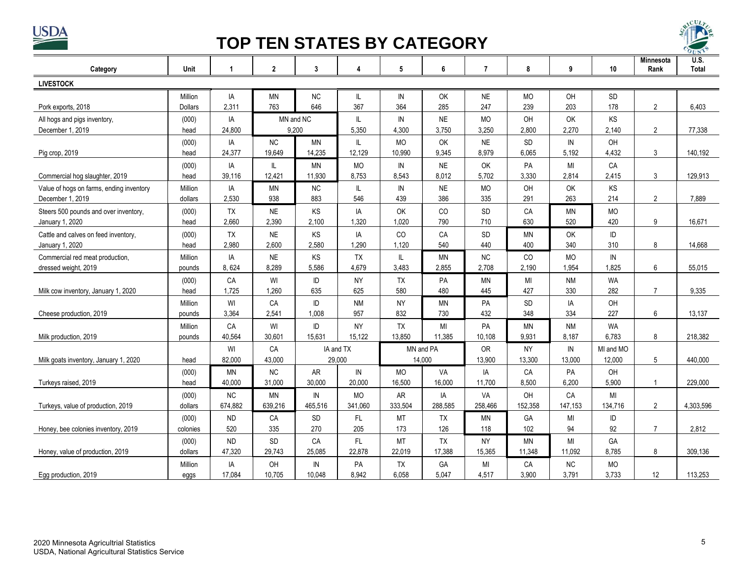# TOP TEN STATES BY CATEGORY

| Category | Unit | 1 | 2 | 3 | 4 | 5 | 6 | 7 | 8 | 9 | 10 | Minnesota Rank | U.S. Total |
|---|---|---|---|---|---|---|---|---|---|---|---|---|---|
| **LIVESTOCK** | | | | | | | | | | | | | |
| Pork exports, 2018 | Million Dollars | IA 2,311 | MN 763 | NC 646 | IL 367 | IN 364 | OK 285 | NE 247 | MO 239 | OH 203 | SD 178 | 2 | 6,403 |
| All hogs and pigs inventory, December 1, 2019 | (000) head | IA 24,800 | MN and NC 9,200 | | IL 5,350 | IN 4,300 | NE 3,750 | MO 3,250 | OH 2,800 | OK 2,270 | KS 2,140 | 2 | 77,338 |
| Pig crop, 2019 | (000) head | IA 24,377 | NC 19,649 | MN 14,235 | IL 12,129 | MO 10,990 | OK 9,345 | NE 8,979 | SD 6,065 | IN 5,192 | OH 4,432 | 3 | 140,192 |
| Commercial hog slaughter, 2019 | (000) head | IA 39,116 | IL 12,421 | MN 11,930 | MO 8,753 | IN 8,543 | NE 8,012 | OK 5,702 | PA 3,330 | MI 2,814 | CA 2,415 | 3 | 129,913 |
| Value of hogs on farms, ending inventory December 1, 2019 | Million dollars | IA 2,530 | MN 938 | NC 883 | IL 546 | IN 439 | NE 386 | MO 335 | OH 291 | OK 263 | KS 214 | 2 | 7,889 |
| Steers 500 pounds and over inventory, January 1, 2020 | (000) head | TX 2,660 | NE 2,390 | KS 2,100 | IA 1,320 | OK 1,020 | CO 790 | SD 710 | CA 630 | MN 520 | MO 420 | 9 | 16,671 |
| Cattle and calves on feed inventory, January 1, 2020 | (000) head | TX 2,980 | NE 2,600 | KS 2,580 | IA 1,290 | CO 1,120 | CA 540 | SD 440 | MN 400 | OK 340 | ID 310 | 8 | 14,668 |
| Commercial red meat production, dressed weight, 2019 | Million pounds | IA 8, 624 | NE 8,289 | KS 5,586 | TX 4,679 | IL 3,483 | MN 2,855 | NC 2,708 | CO 2,190 | MO 1,954 | IN 1,825 | 6 | 55,015 |
| Milk cow inventory, January 1, 2020 | (000) head | CA 1,725 | WI 1,260 | ID 635 | NY 625 | TX 580 | PA 480 | MN 445 | MI 427 | NM 330 | WA 282 | 7 | 9,335 |
| Cheese production, 2019 | Million pounds | WI 3,364 | CA 2,541 | ID 1,008 | NM 957 | NY 832 | MN 730 | PA 432 | SD 348 | IA 334 | OH 227 | 6 | 13,137 |
| Milk production, 2019 | Million pounds | CA 40,564 | WI 30,601 | ID 15,631 | NY 15,122 | TX 13,850 | MI 11,385 | PA 10,108 | MN 9,931 | NM 8,187 | WA 6,783 | 8 | 218,382 |
| Milk goats inventory, January 1, 2020 | head | WI 82,000 | CA 43,000 | IA and TX 29,000 | | MN and PA 14,000 | | OR 13,900 | NY 13,300 | IN 13,000 | MI and MO 12,000 | 5 | 440,000 |
| Turkeys raised, 2019 | (000) head | MN 40,000 | NC 31,000 | AR 30,000 | IN 20,000 | MO 16,500 | VA 16,000 | IA 11,700 | CA 8,500 | PA 6,200 | OH 5,900 | 1 | 229,000 |
| Turkeys, value of production, 2019 | (000) dollars | NC 674,882 | MN 639,216 | IN 465,516 | MO 341,060 | AR 333,504 | IA 288,585 | VA 258,466 | OH 152,358 | CA 147,153 | MI 134,716 | 2 | 4,303,596 |
| Honey, bee colonies inventory, 2019 | (000) colonies | ND 520 | CA 335 | SD 270 | FL 205 | MT 173 | TX 126 | MN 118 | GA 102 | MI 94 | ID 92 | 7 | 2,812 |
| Honey, value of production, 2019 | (000) dollars | ND 47,320 | SD 29,743 | CA 25,085 | FL 22,878 | MT 22,019 | TX 17,388 | NY 15,365 | MN 11,348 | MI 11,092 | GA 8,785 | 8 | 309,136 |
| Egg production, 2019 | Million eggs | IA 17,084 | OH 10,705 | IN 10,048 | PA 8,942 | TX 6,058 | GA 5,047 | MI 4,517 | CA 3,900 | NC 3,791 | MO 3,733 | 12 | 113,253 |

2020 Minnesota Agricultrial Statistics
USDA, National Agricultural Statistics Service